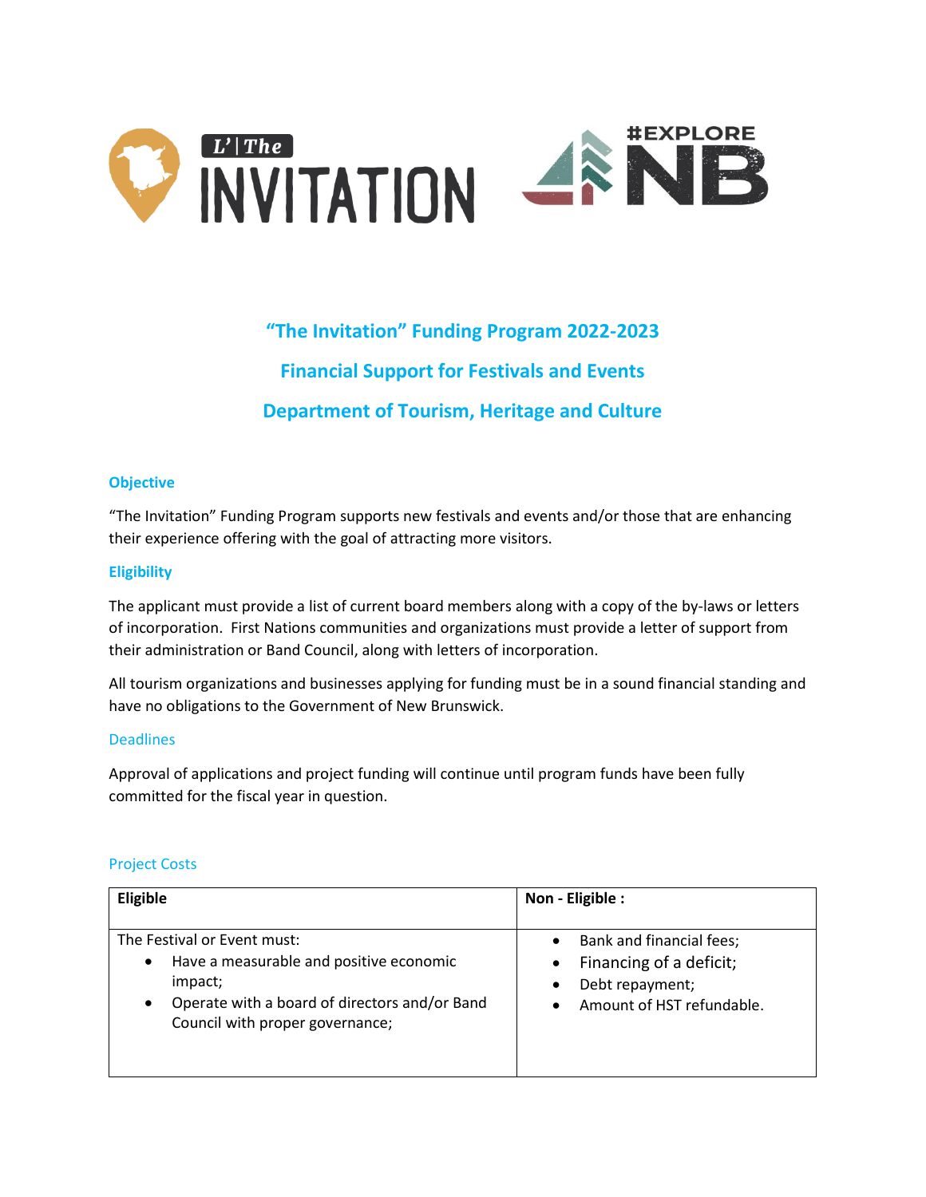L' | The INVITATION #EXPLORE NB

# "The Invitation" Funding Program 2022-2023

# Financial Support for Festivals and Events

# Department of Tourism, Heritage and Culture

## Objective

"The Invitation" Funding Program supports new festivals and events and/or those that are enhancing their experience offering with the goal of attracting more visitors.

## Eligibility

The applicant must provide a list of current board members along with a copy of the by-laws or letters of incorporation. First Nations communities and organizations must provide a letter of support from their administration or Band Council, along with letters of incorporation.

All tourism organizations and businesses applying for funding must be in a sound financial standing and have no obligations to the Government of New Brunswick.

## Deadlines

Approval of applications and project funding will continue until program funds have been fully committed for the fiscal year in question.

## Project Costs

| **Eligible** | **Non - Eligible :** |
| --- | --- |
| The Festival or Event must:<br>• Have a measurable and positive economic impact;<br>• Operate with a board of directors and/or Band Council with proper governance; | • Bank and financial fees;<br>• Financing of a deficit;<br>• Debt repayment;<br>• Amount of HST refundable. |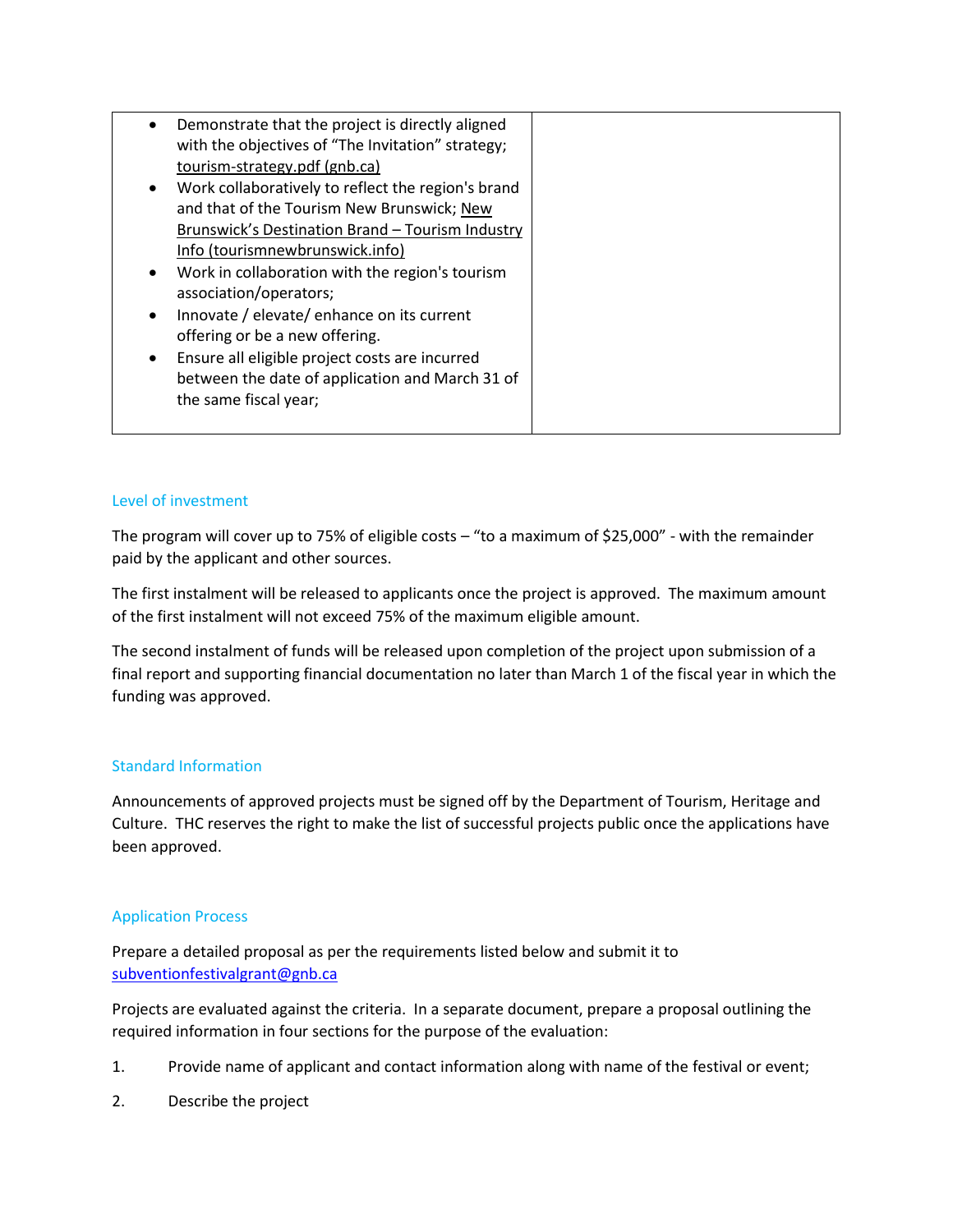| | |
|---|---|
| • Demonstrate that the project is directly aligned with the objectives of "The Invitation" strategy; tourism-strategy.pdf (gnb.ca)<br>• Work collaboratively to reflect the region's brand and that of the Tourism New Brunswick; New Brunswick's Destination Brand – Tourism Industry Info (tourismnewbrunswick.info)<br>• Work in collaboration with the region's tourism association/operators;<br>• Innovate / elevate/ enhance on its current offering or be a new offering.<br>• Ensure all eligible project costs are incurred between the date of application and March 31 of the same fiscal year; | |

## Level of investment

The program will cover up to 75% of eligible costs – "to a maximum of $25,000" - with the remainder paid by the applicant and other sources.

The first instalment will be released to applicants once the project is approved. The maximum amount of the first instalment will not exceed 75% of the maximum eligible amount.

The second instalment of funds will be released upon completion of the project upon submission of a final report and supporting financial documentation no later than March 1 of the fiscal year in which the funding was approved.

## Standard Information

Announcements of approved projects must be signed off by the Department of Tourism, Heritage and Culture. THC reserves the right to make the list of successful projects public once the applications have been approved.

## Application Process

Prepare a detailed proposal as per the requirements listed below and submit it to subventionfestivalgrant@gnb.ca

Projects are evaluated against the criteria. In a separate document, prepare a proposal outlining the required information in four sections for the purpose of the evaluation:

1. Provide name of applicant and contact information along with name of the festival or event;
2. Describe the project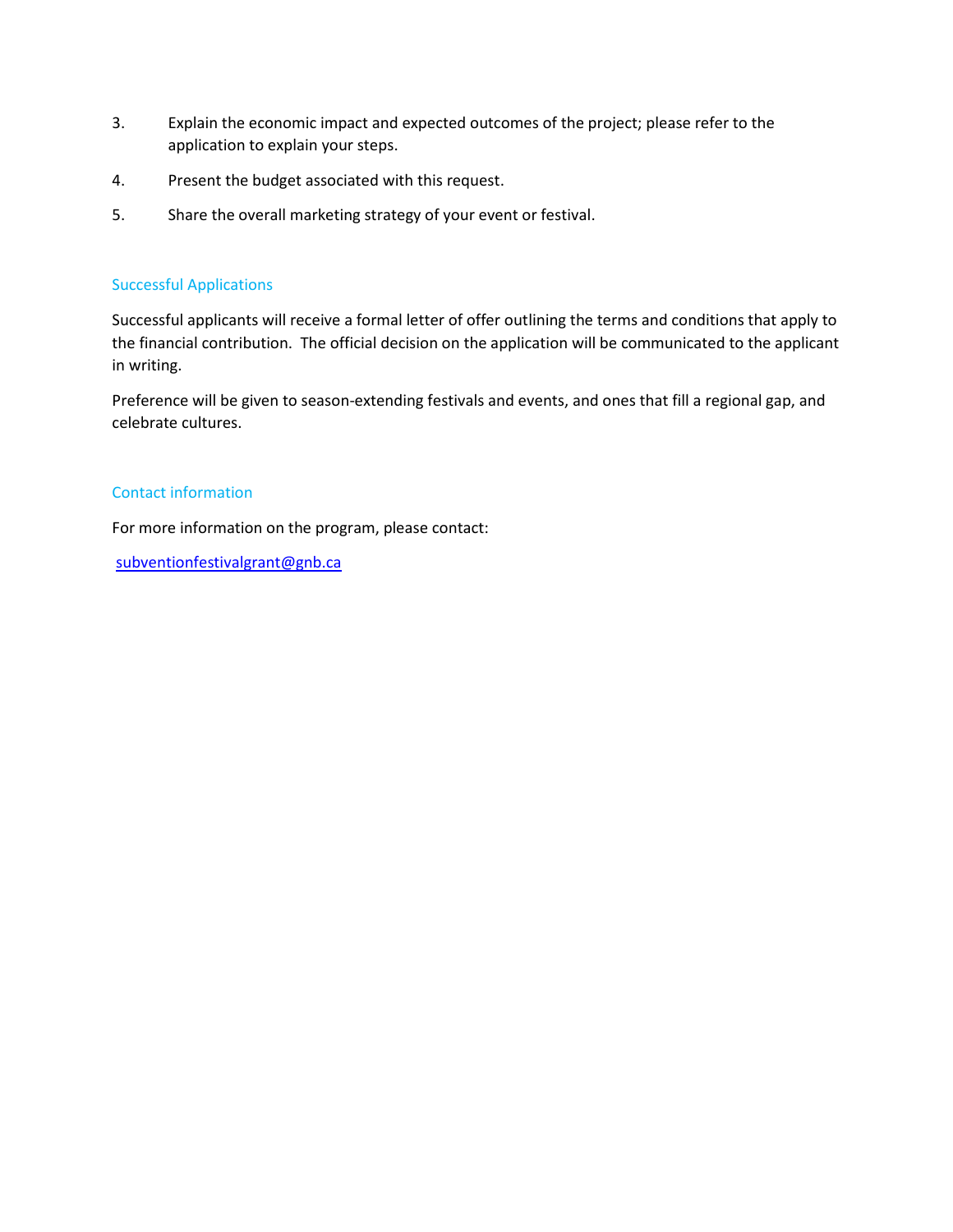3. Explain the economic impact and expected outcomes of the project; please refer to the application to explain your steps.
4. Present the budget associated with this request.
5. Share the overall marketing strategy of your event or festival.

## Successful Applications

Successful applicants will receive a formal letter of offer outlining the terms and conditions that apply to the financial contribution. The official decision on the application will be communicated to the applicant in writing.

Preference will be given to season-extending festivals and events, and ones that fill a regional gap, and celebrate cultures.

## Contact information

For more information on the program, please contact:

subventionfestivalgrant@gnb.ca